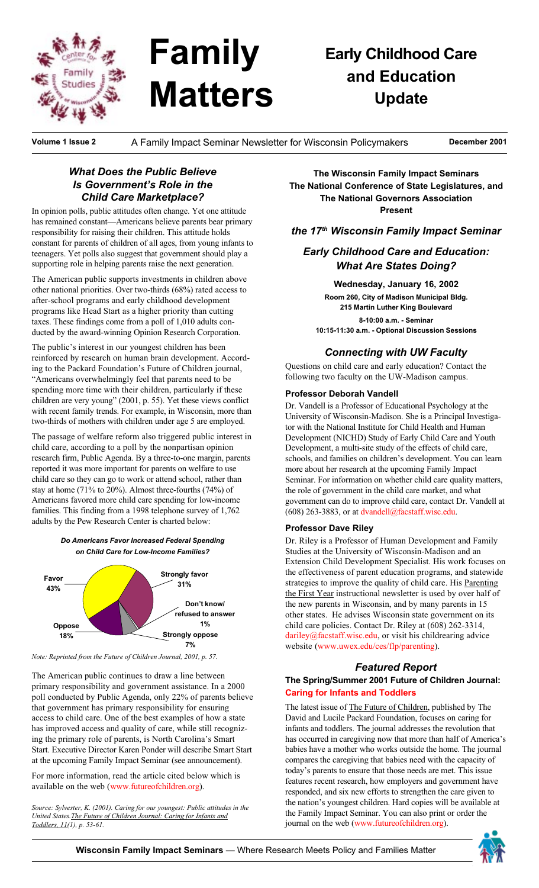# Family Matters

## Early Childhood Care and Education Update

**Volume 1 Issue 2** — A Family Impact Seminar Newsletter for Wisconsin Policymakers — **December 2001**

### *What Does the Public Believe Is Government's Role in the Child Care Marketplace?*

In opinion polls, public attitudes often change. Yet one attitude has remained constant—Americans believe parents bear primary responsibility for raising their children. This attitude holds constant for parents of children of all ages, from young infants to teenagers. Yet polls also suggest that government should play a supporting role in helping parents raise the next generation.

The American public supports investments in children above other national priorities. Over two-thirds (68%) rated access to after-school programs and early childhood development programs like Head Start as a higher priority than cutting taxes. These findings come from a poll of 1,010 adults conducted by the award-winning Opinion Research Corporation.

The public's interest in our youngest children has been reinforced by research on human brain development. According to the Packard Foundation's Future of Children journal, "Americans overwhelmingly feel that parents need to be spending more time with their children, particularly if these children are very young" (2001, p. 55). Yet these views conflict with recent family trends. For example, in Wisconsin, more than two-thirds of mothers with children under age 5 are employed.

The passage of welfare reform also triggered public interest in child care, according to a poll by the nonpartisan opinion research firm, Public Agenda. By a three-to-one margin, parents reported it was more important for parents on welfare to use child care so they can go to work or attend school, rather than stay at home (71% to 20%). Almost three-fourths (74%) of Americans favored more child care spending for low-income families. This finding from a 1998 telephone survey of 1,762 adults by the Pew Research Center is charted below:

***Do Americans Favor Increased Federal Spending on Child Care for Low-Income Families?***

| Response | Percent |
|---|---|
| Strongly favor | 31% |
| Favor | 43% |
| Oppose | 18% |
| Strongly oppose | 7% |
| Don't know/refused to answer | 1% |

*Note: Reprinted from the Future of Children Journal, 2001, p. 57.*

The American public continues to draw a line between primary responsibility and government assistance. In a 2000 poll conducted by Public Agenda, only 22% of parents believe that government has primary responsibility for ensuring access to child care. One of the best examples of how a state has improved access and quality of care, while still recognizing the primary role of parents, is North Carolina's Smart Start. Executive Director Karen Ponder will describe Smart Start at the upcoming Family Impact Seminar (see announcement).

For more information, read the article cited below which is available on the web (www.futureofchildren.org).

*Source: Sylvester, K. (2001). Caring for our youngest: Public attitudes in the United States. The Future of Children Journal: Caring for Infants and Toddlers, 11(1), p. 53-61.*

**The Wisconsin Family Impact Seminars**
**The National Conference of State Legislatures, and**
**The National Governors Association**
**Present**

### *the 17th Wisconsin Family Impact Seminar*

### *Early Childhood Care and Education: What Are States Doing?*

**Wednesday, January 16, 2002**
**Room 260, City of Madison Municipal Bldg.**
**215 Martin Luther King Boulevard**
**8-10:00 a.m. - Seminar**
**10:15-11:30 a.m. - Optional Discussion Sessions**

### *Connecting with UW Faculty*

Questions on child care and early education? Contact the following two faculty on the UW-Madison campus.

#### Professor Deborah Vandell

Dr. Vandell is a Professor of Educational Psychology at the University of Wisconsin-Madison. She is a Principal Investigator with the National Institute for Child Health and Human Development (NICHD) Study of Early Child Care and Youth Development, a multi-site study of the effects of child care, schools, and families on children's development. You can learn more about her research at the upcoming Family Impact Seminar. For information on whether child care quality matters, the role of government in the child care market, and what government can do to improve child care, contact Dr. Vandell at (608) 263-3883, or at dvandell@facstaff.wisc.edu.

#### Professor Dave Riley

Dr. Riley is a Professor of Human Development and Family Studies at the University of Wisconsin-Madison and an Extension Child Development Specialist. His work focuses on the effectiveness of parent education programs, and statewide strategies to improve the quality of child care. His Parenting the First Year instructional newsletter is used by over half of the new parents in Wisconsin, and by many parents in 15 other states. He advises Wisconsin state government on its child care policies. Contact Dr. Riley at (608) 262-3314, dariley@facstaff.wisc.edu, or visit his childrearing advice website (www.uwex.edu/ces/flp/parenting).

### *Featured Report*

**The Spring/Summer 2001 Future of Children Journal: Caring for Infants and Toddlers**

The latest issue of The Future of Children, published by The David and Lucile Packard Foundation, focuses on caring for infants and toddlers. The journal addresses the revolution that has occurred in caregiving now that more than half of America's babies have a mother who works outside the home. The journal compares the caregiving that babies need with the capacity of today's parents to ensure that those needs are met. This issue features recent research, how employers and government have responded, and six new efforts to strengthen the care given to the nation's youngest children. Hard copies will be available at the Family Impact Seminar. You can also print or order the journal on the web (www.futureofchildren.org).

**Wisconsin Family Impact Seminars** — Where Research Meets Policy and Families Matter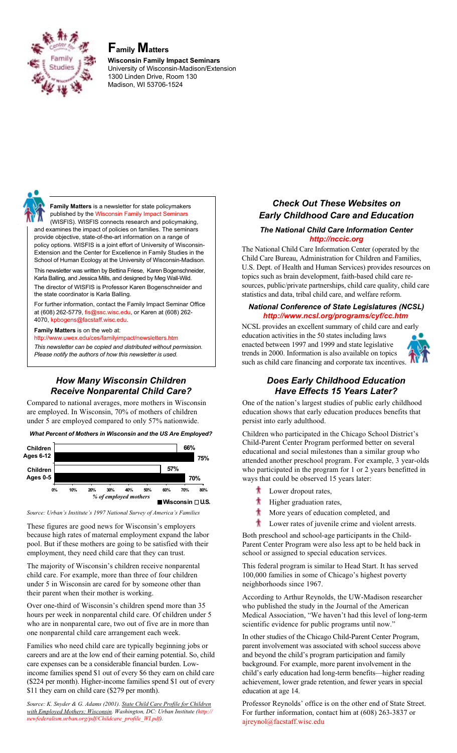# Family Matters

**Wisconsin Family Impact Seminars**
University of Wisconsin-Madison/Extension
1300 Linden Drive, Room 130
Madison, WI 53706-1524

**Family Matters** is a newsletter for state policymakers published by the Wisconsin Family Impact Seminars (WISFIS). WISFIS connects research and policymaking, and examines the impact of policies on families. The seminars provide objective, state-of-the-art information on a range of policy options. WISFIS is a joint effort of University of Wisconsin-Extension and the Center for Excellence in Family Studies in the School of Human Ecology at the University of Wisconsin-Madison.

This newsletter was written by Bettina Friese, Karen Bogenschneider, Karla Balling, and Jessica Mills, and designed by Meg Wall-Wild.

The director of WISFIS is Professor Karen Bogenschneider and the state coordinator is Karla Balling.

For further information, contact the Family Impact Seminar Office at (608) 262-5779, fis@ssc.wisc.edu, or Karen at (608) 262-4070, kpbogens@facstaff.wisc.edu.

**Family Matters** is on the web at:
http://www.uwex.edu/ces/familyimpact/newsletters.htm

*This newsletter can be copied and distributed without permission. Please notify the authors of how this newsletter is used.*

## How Many Wisconsin Children Receive Nonparental Child Care?

Compared to national averages, more mothers in Wisconsin are employed. In Wisconsin, 70% of mothers of children under 5 are employed compared to only 57% nationwide.

***What Percent of Mothers in Wisconsin and the US Are Employed?***

Children Ages 6-12
66%
75%
Children Ages 0-5
57%
70%
0% 10% 20% 30% 40% 50% 60% 70% 80%
*% of employed mothers*
Wisconsin U.S.

*Source: Urban's Institute's 1997 National Survey of America's Families*

These figures are good news for Wisconsin's employers because high rates of maternal employment expand the labor pool. But if these mothers are going to be satisfied with their employment, they need child care that they can trust.

The majority of Wisconsin's children receive nonparental child care. For example, more than three of four children under 5 in Wisconsin are cared for by someone other than their parent when their mother is working.

Over one-third of Wisconsin's children spend more than 35 hours per week in nonparental child care. Of children under 5 who are in nonparental care, two out of five are in more than one nonparental child care arrangement each week.

Families who need child care are typically beginning jobs or careers and are at the low end of their earning potential. So, child care expenses can be a considerable financial burden. Low-income families spend $1 out of every $6 they earn on child care ($224 per month). Higher-income families spend $1 out of every $11 they earn on child care ($279 per month).

*Source: K. Snyder & G. Adams (2001). State Child Care Profile for Children with Employed Mothers: Wisconsin. Washington, DC: Urban Institute (http://newfederalism.urban.org/pdf/Childcare_profile_WI.pdf).*

## Check Out These Websites on Early Childhood Care and Education

### *The National Child Care Information Center*
***http://nccic.org***

The National Child Care Information Center (operated by the Child Care Bureau, Administration for Children and Families, U.S. Dept. of Health and Human Services) provides resources on topics such as brain development, faith-based child care resources, public/private partnerships, child care quality, child care statistics and data, tribal child care, and welfare reform.

### *National Conference of State Legislatures (NCSL)*
***http://www.ncsl.org/programs/cyf/cc.htm***

NCSL provides an excellent summary of child care and early education activities in the 50 states including laws enacted between 1997 and 1999 and state legislative trends in 2000. Information is also available on topics such as child care financing and corporate tax incentives.

## Does Early Childhood Education Have Effects 15 Years Later?

One of the nation's largest studies of public early childhood education shows that early education produces benefits that persist into early adulthood.

Children who participated in the Chicago School District's Child-Parent Center Program performed better on several educational and social milestones than a similar group who attended another preschool program. For example, 3 year-olds who participated in the program for 1 or 2 years benefitted in ways that could be observed 15 years later:

- Lower dropout rates,
- Higher graduation rates,
- More years of education completed, and
- Lower rates of juvenile crime and violent arrests.

Both preschool and school-age participants in the Child-Parent Center Program were also less apt to be held back in school or assigned to special education services.

This federal program is similar to Head Start. It has served 100,000 families in some of Chicago's highest poverty neighborhoods since 1967.

According to Arthur Reynolds, the UW-Madison researcher who published the study in the Journal of the American Medical Association, "We haven't had this level of long-term scientific evidence for public programs until now."

In other studies of the Chicago Child-Parent Center Program, parent involvement was associated with school success above and beyond the child's program participation and family background. For example, more parent involvement in the child's early education had long-term benefits—higher reading achievement, lower grade retention, and fewer years in special education at age 14.

Professor Reynolds' office is on the other end of State Street. For further information, contact him at (608) 263-3837 or ajreynol@facstaff.wisc.edu